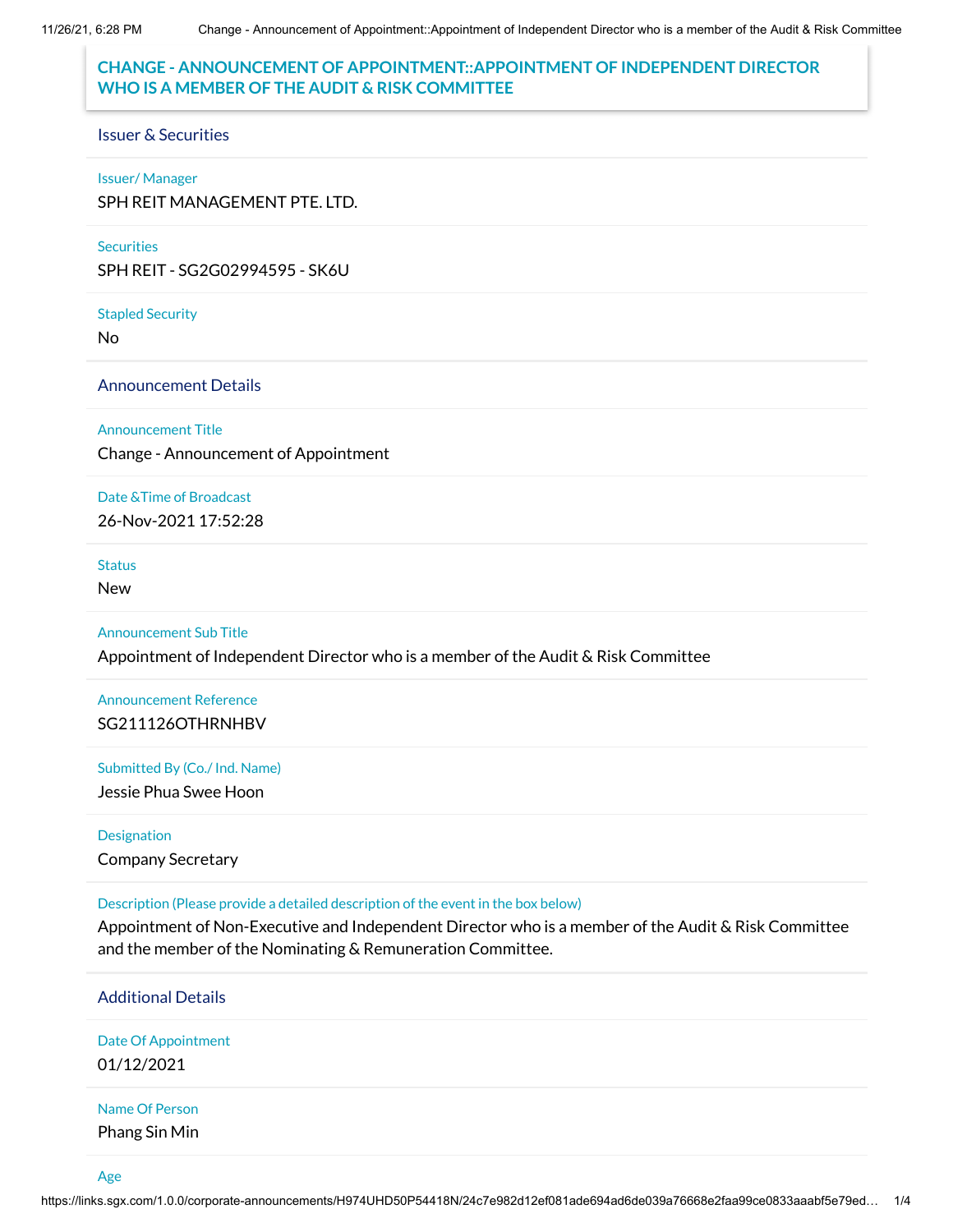# CHANGE - ANNOUNCEMENT OF APPOINTMENT::APPOINTMENT OF INDEPENDENT DIRECTOR WHO IS A MEMBER OF THE AUDIT & RISK COMMITTEE

## Issuer & Securities

**Issuer/ Manager**

SPH REIT MANAGEMENT PTE. LTD.

**Securities**

SPH REIT - SG2G02994595 - SK6U

**Stapled Security**

No

## Announcement Details

**Announcement Title**

Change - Announcement of Appointment

**Date &Time of Broadcast**

26-Nov-2021 17:52:28

**Status**

New

**Announcement Sub Title**

Appointment of Independent Director who is a member of the Audit & Risk Committee

**Announcement Reference**

SG211126OTHRNHBV

**Submitted By (Co./ Ind. Name)**

Jessie Phua Swee Hoon

**Designation**

Company Secretary

**Description (Please provide a detailed description of the event in the box below)**

Appointment of Non-Executive and Independent Director who is a member of the Audit & Risk Committee and the member of the Nominating & Remuneration Committee.

## Additional Details

**Date Of Appointment**

01/12/2021

**Name Of Person**

Phang Sin Min

**Age**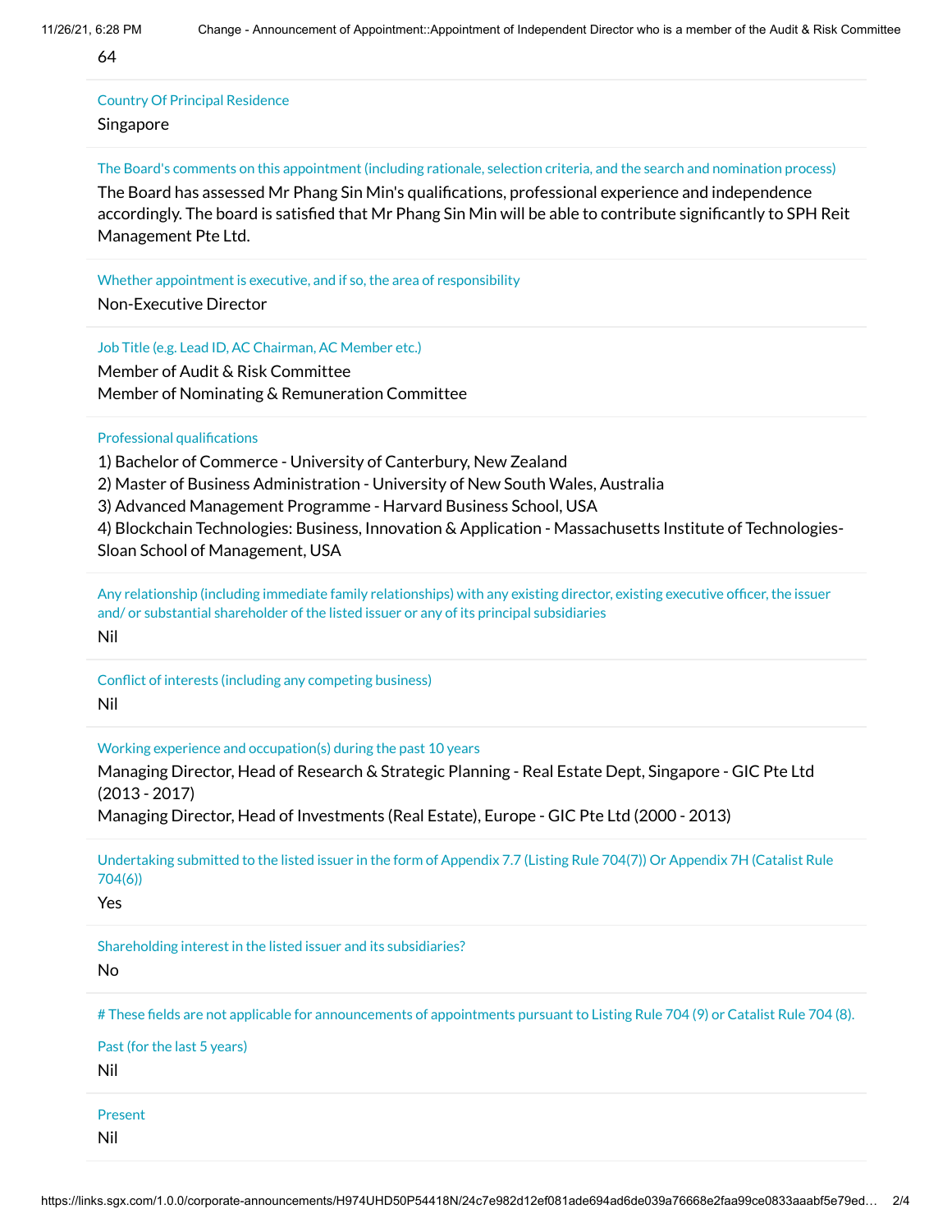64

Country Of Principal Residence

Singapore

The Board's comments on this appointment (including rationale, selection criteria, and the search and nomination process)

The Board has assessed Mr Phang Sin Min's qualifications, professional experience and independence accordingly. The board is satisfied that Mr Phang Sin Min will be able to contribute significantly to SPH Reit Management Pte Ltd.

Whether appointment is executive, and if so, the area of responsibility

Non-Executive Director

Job Title (e.g. Lead ID, AC Chairman, AC Member etc.)

Member of Audit & Risk Committee
Member of Nominating & Remuneration Committee

Professional qualifications

1) Bachelor of Commerce - University of Canterbury, New Zealand
2) Master of Business Administration - University of New South Wales, Australia
3) Advanced Management Programme - Harvard Business School, USA
4) Blockchain Technologies: Business, Innovation & Application - Massachusetts Institute of Technologies-Sloan School of Management, USA

Any relationship (including immediate family relationships) with any existing director, existing executive officer, the issuer and/ or substantial shareholder of the listed issuer or any of its principal subsidiaries

Nil

Conflict of interests (including any competing business)

Nil

Working experience and occupation(s) during the past 10 years

Managing Director, Head of Research & Strategic Planning - Real Estate Dept, Singapore - GIC Pte Ltd (2013 - 2017)
Managing Director, Head of Investments (Real Estate), Europe - GIC Pte Ltd (2000 - 2013)

Undertaking submitted to the listed issuer in the form of Appendix 7.7 (Listing Rule 704(7)) Or Appendix 7H (Catalist Rule 704(6))

Yes

Shareholding interest in the listed issuer and its subsidiaries?

No

# These fields are not applicable for announcements of appointments pursuant to Listing Rule 704 (9) or Catalist Rule 704 (8).

Past (for the last 5 years)

Nil

Present

Nil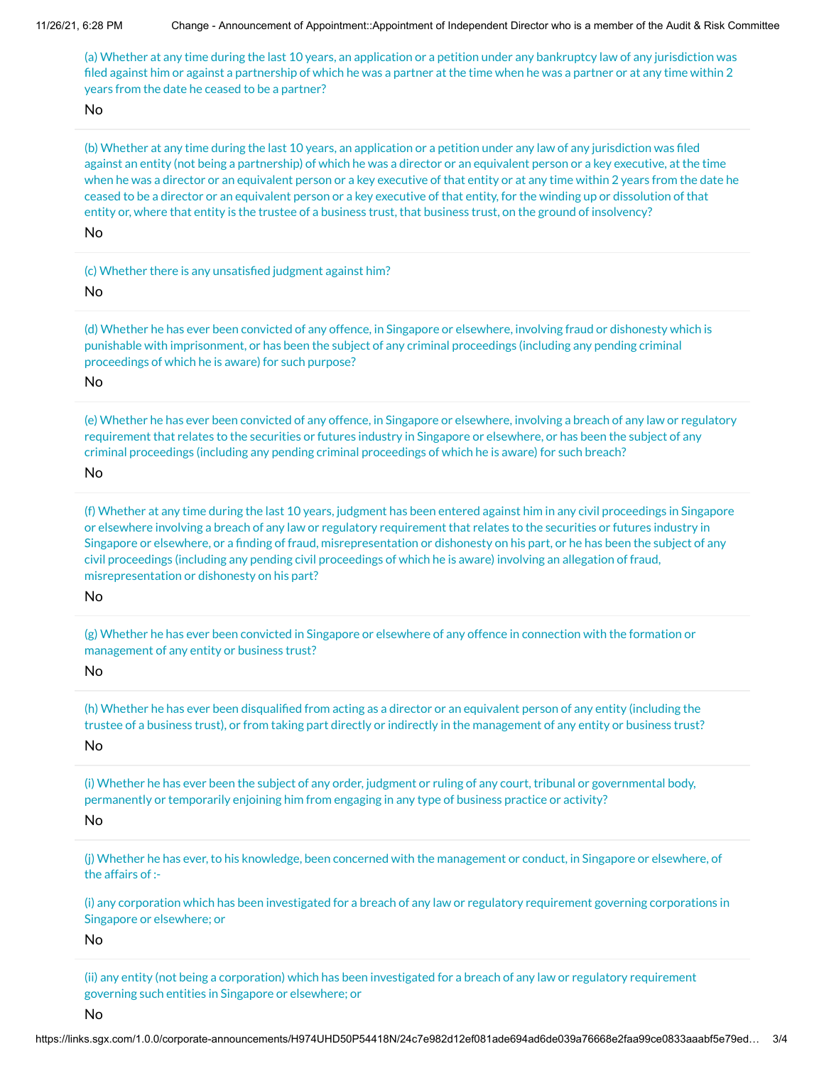(a) Whether at any time during the last 10 years, an application or a petition under any bankruptcy law of any jurisdiction was filed against him or against a partnership of which he was a partner at the time when he was a partner or at any time within 2 years from the date he ceased to be a partner?

No

(b) Whether at any time during the last 10 years, an application or a petition under any law of any jurisdiction was filed against an entity (not being a partnership) of which he was a director or an equivalent person or a key executive, at the time when he was a director or an equivalent person or a key executive of that entity or at any time within 2 years from the date he ceased to be a director or an equivalent person or a key executive of that entity, for the winding up or dissolution of that entity or, where that entity is the trustee of a business trust, that business trust, on the ground of insolvency?

No

(c) Whether there is any unsatisfied judgment against him?

No

(d) Whether he has ever been convicted of any offence, in Singapore or elsewhere, involving fraud or dishonesty which is punishable with imprisonment, or has been the subject of any criminal proceedings (including any pending criminal proceedings of which he is aware) for such purpose?

No

(e) Whether he has ever been convicted of any offence, in Singapore or elsewhere, involving a breach of any law or regulatory requirement that relates to the securities or futures industry in Singapore or elsewhere, or has been the subject of any criminal proceedings (including any pending criminal proceedings of which he is aware) for such breach?

No

(f) Whether at any time during the last 10 years, judgment has been entered against him in any civil proceedings in Singapore or elsewhere involving a breach of any law or regulatory requirement that relates to the securities or futures industry in Singapore or elsewhere, or a finding of fraud, misrepresentation or dishonesty on his part, or he has been the subject of any civil proceedings (including any pending civil proceedings of which he is aware) involving an allegation of fraud, misrepresentation or dishonesty on his part?

No

(g) Whether he has ever been convicted in Singapore or elsewhere of any offence in connection with the formation or management of any entity or business trust?

No

(h) Whether he has ever been disqualified from acting as a director or an equivalent person of any entity (including the trustee of a business trust), or from taking part directly or indirectly in the management of any entity or business trust?

No

(i) Whether he has ever been the subject of any order, judgment or ruling of any court, tribunal or governmental body, permanently or temporarily enjoining him from engaging in any type of business practice or activity?

No

(j) Whether he has ever, to his knowledge, been concerned with the management or conduct, in Singapore or elsewhere, of the affairs of :-

(i) any corporation which has been investigated for a breach of any law or regulatory requirement governing corporations in Singapore or elsewhere; or

No

(ii) any entity (not being a corporation) which has been investigated for a breach of any law or regulatory requirement governing such entities in Singapore or elsewhere; or

No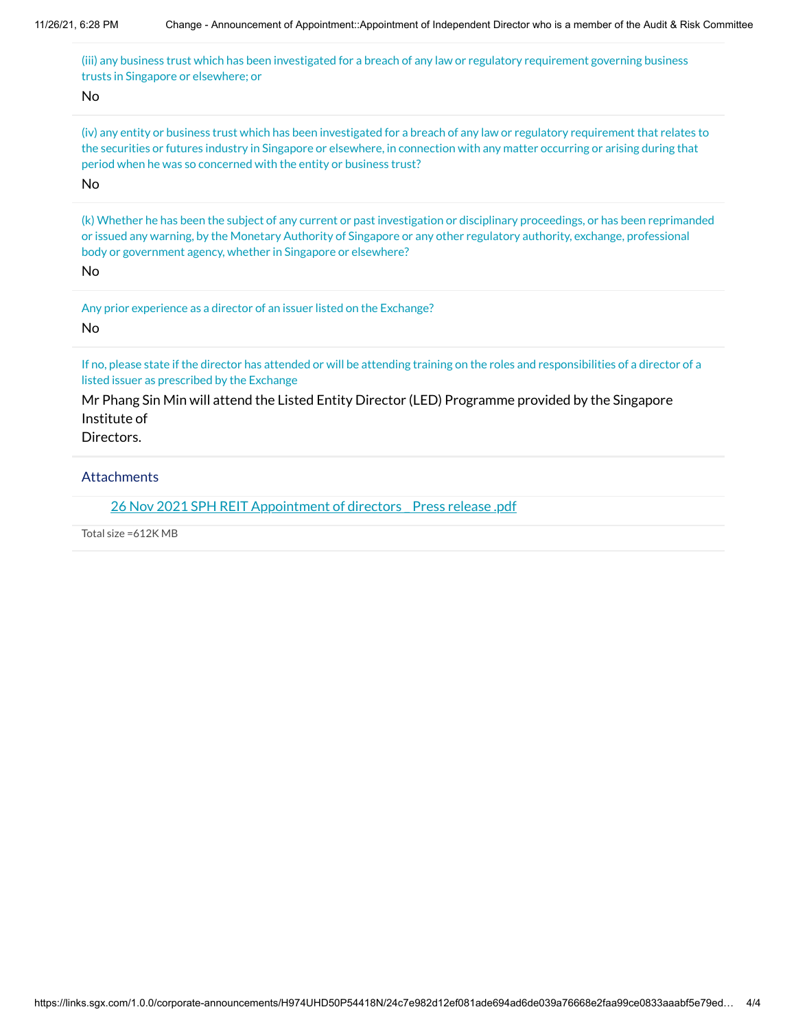(iii) any business trust which has been investigated for a breach of any law or regulatory requirement governing business trusts in Singapore or elsewhere; or

No

(iv) any entity or business trust which has been investigated for a breach of any law or regulatory requirement that relates to the securities or futures industry in Singapore or elsewhere, in connection with any matter occurring or arising during that period when he was so concerned with the entity or business trust?

No

(k) Whether he has been the subject of any current or past investigation or disciplinary proceedings, or has been reprimanded or issued any warning, by the Monetary Authority of Singapore or any other regulatory authority, exchange, professional body or government agency, whether in Singapore or elsewhere?

No

Any prior experience as a director of an issuer listed on the Exchange?

No

If no, please state if the director has attended or will be attending training on the roles and responsibilities of a director of a listed issuer as prescribed by the Exchange

Mr Phang Sin Min will attend the Listed Entity Director (LED) Programme provided by the Singapore Institute of Directors.

## Attachments

26 Nov 2021 SPH REIT Appointment of directors _ Press release .pdf

Total size =612K MB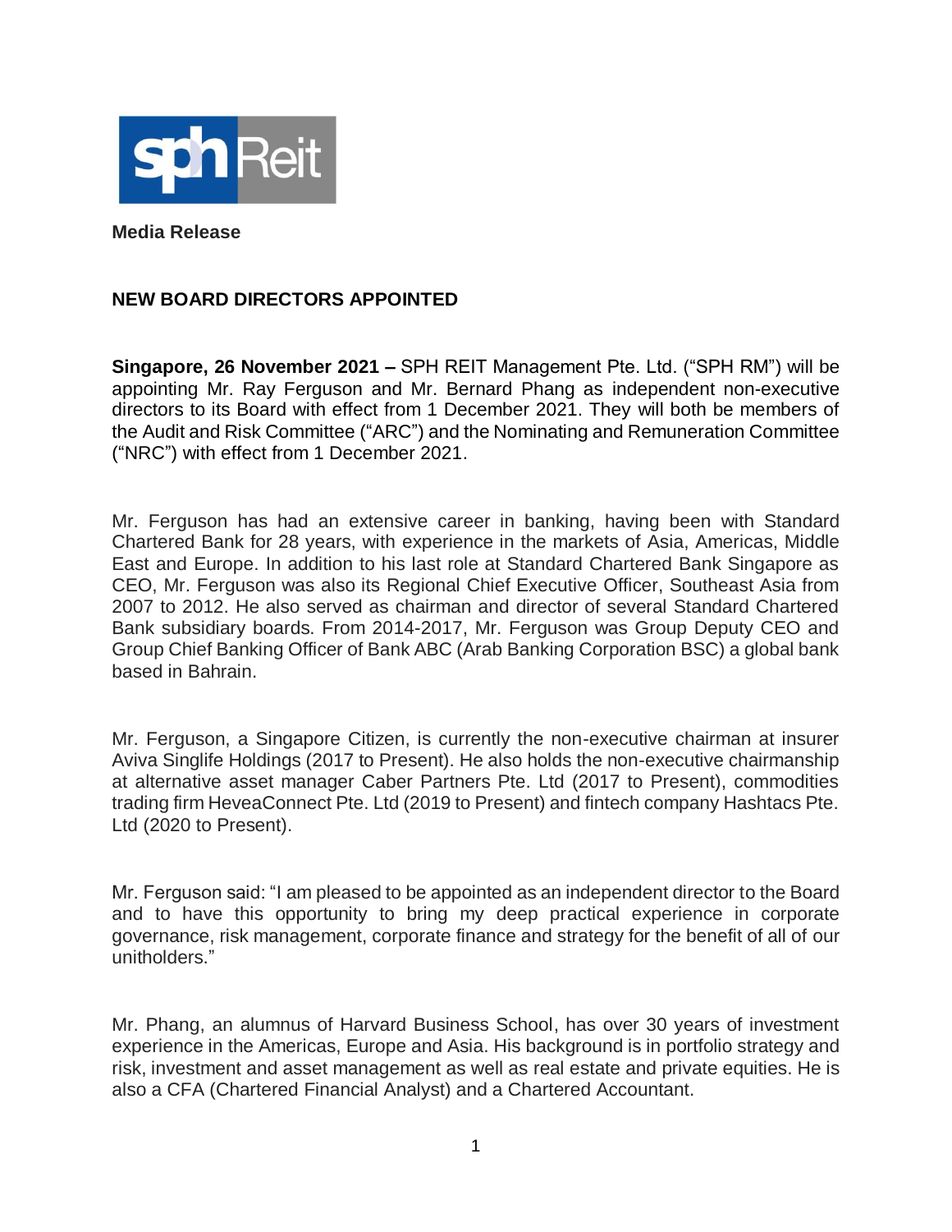**Media Release**

**NEW BOARD DIRECTORS APPOINTED**

**Singapore, 26 November 2021 –** SPH REIT Management Pte. Ltd. ("SPH RM") will be appointing Mr. Ray Ferguson and Mr. Bernard Phang as independent non-executive directors to its Board with effect from 1 December 2021. They will both be members of the Audit and Risk Committee ("ARC") and the Nominating and Remuneration Committee ("NRC") with effect from 1 December 2021.

Mr. Ferguson has had an extensive career in banking, having been with Standard Chartered Bank for 28 years, with experience in the markets of Asia, Americas, Middle East and Europe. In addition to his last role at Standard Chartered Bank Singapore as CEO, Mr. Ferguson was also its Regional Chief Executive Officer, Southeast Asia from 2007 to 2012. He also served as chairman and director of several Standard Chartered Bank subsidiary boards. From 2014-2017, Mr. Ferguson was Group Deputy CEO and Group Chief Banking Officer of Bank ABC (Arab Banking Corporation BSC) a global bank based in Bahrain.

Mr. Ferguson, a Singapore Citizen, is currently the non-executive chairman at insurer Aviva Singlife Holdings (2017 to Present). He also holds the non-executive chairmanship at alternative asset manager Caber Partners Pte. Ltd (2017 to Present), commodities trading firm HeveaConnect Pte. Ltd (2019 to Present) and fintech company Hashtacs Pte. Ltd (2020 to Present).

Mr. Ferguson said: "I am pleased to be appointed as an independent director to the Board and to have this opportunity to bring my deep practical experience in corporate governance, risk management, corporate finance and strategy for the benefit of all of our unitholders."

Mr. Phang, an alumnus of Harvard Business School, has over 30 years of investment experience in the Americas, Europe and Asia. His background is in portfolio strategy and risk, investment and asset management as well as real estate and private equities. He is also a CFA (Chartered Financial Analyst) and a Chartered Accountant.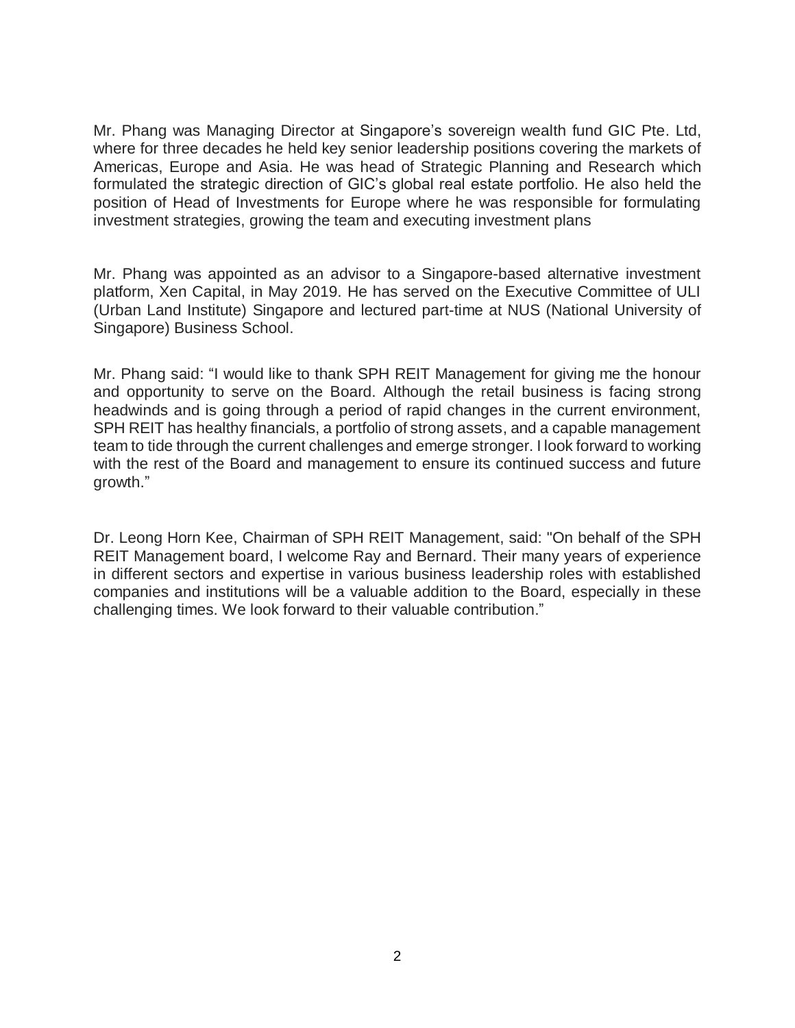Mr. Phang was Managing Director at Singapore's sovereign wealth fund GIC Pte. Ltd, where for three decades he held key senior leadership positions covering the markets of Americas, Europe and Asia. He was head of Strategic Planning and Research which formulated the strategic direction of GIC's global real estate portfolio. He also held the position of Head of Investments for Europe where he was responsible for formulating investment strategies, growing the team and executing investment plans

Mr. Phang was appointed as an advisor to a Singapore-based alternative investment platform, Xen Capital, in May 2019. He has served on the Executive Committee of ULI (Urban Land Institute) Singapore and lectured part-time at NUS (National University of Singapore) Business School.

Mr. Phang said: "I would like to thank SPH REIT Management for giving me the honour and opportunity to serve on the Board. Although the retail business is facing strong headwinds and is going through a period of rapid changes in the current environment, SPH REIT has healthy financials, a portfolio of strong assets, and a capable management team to tide through the current challenges and emerge stronger. I look forward to working with the rest of the Board and management to ensure its continued success and future growth."

Dr. Leong Horn Kee, Chairman of SPH REIT Management, said: "On behalf of the SPH REIT Management board, I welcome Ray and Bernard. Their many years of experience in different sectors and expertise in various business leadership roles with established companies and institutions will be a valuable addition to the Board, especially in these challenging times. We look forward to their valuable contribution."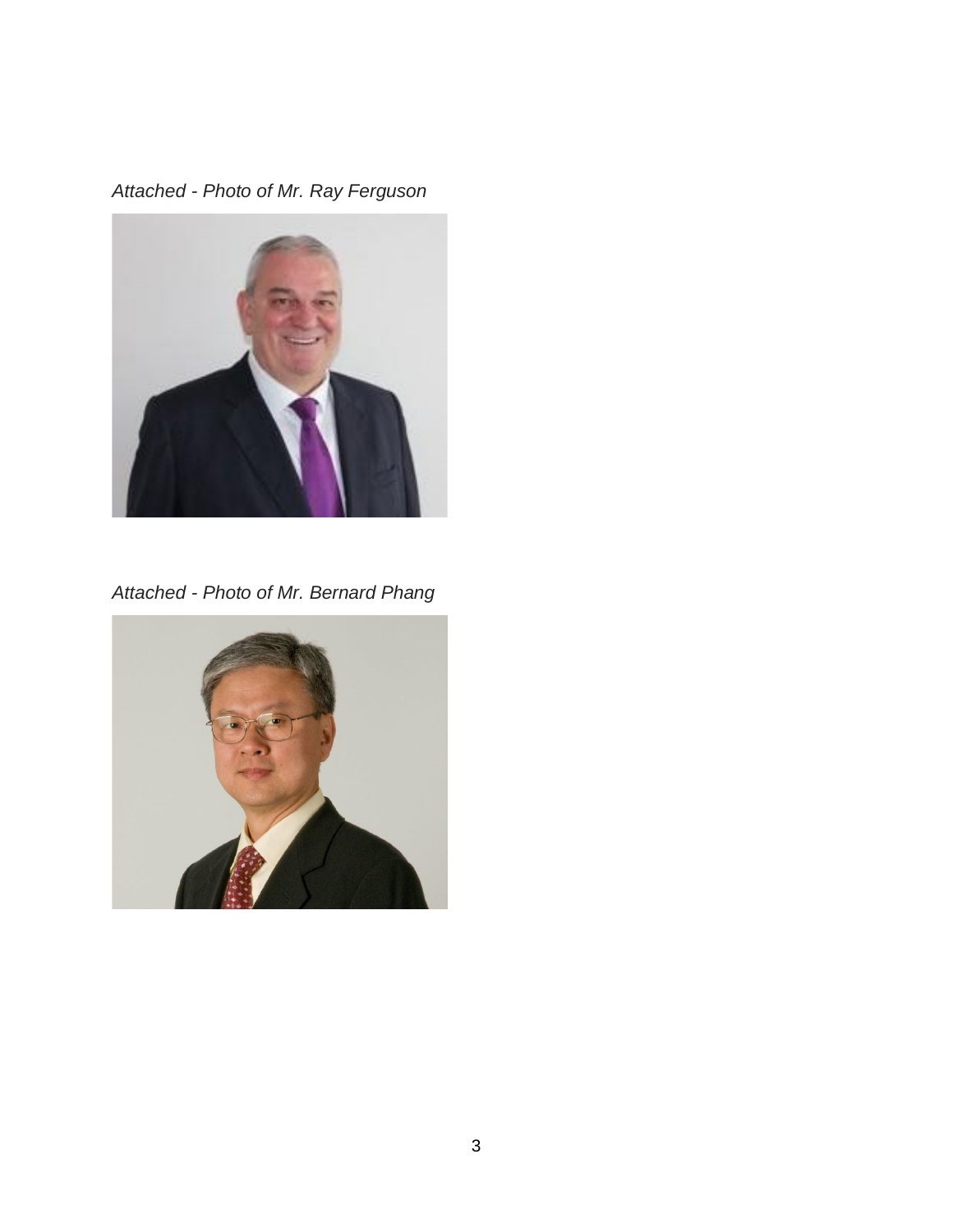*Attached - Photo of Mr. Ray Ferguson*

*Attached - Photo of Mr. Bernard Phang*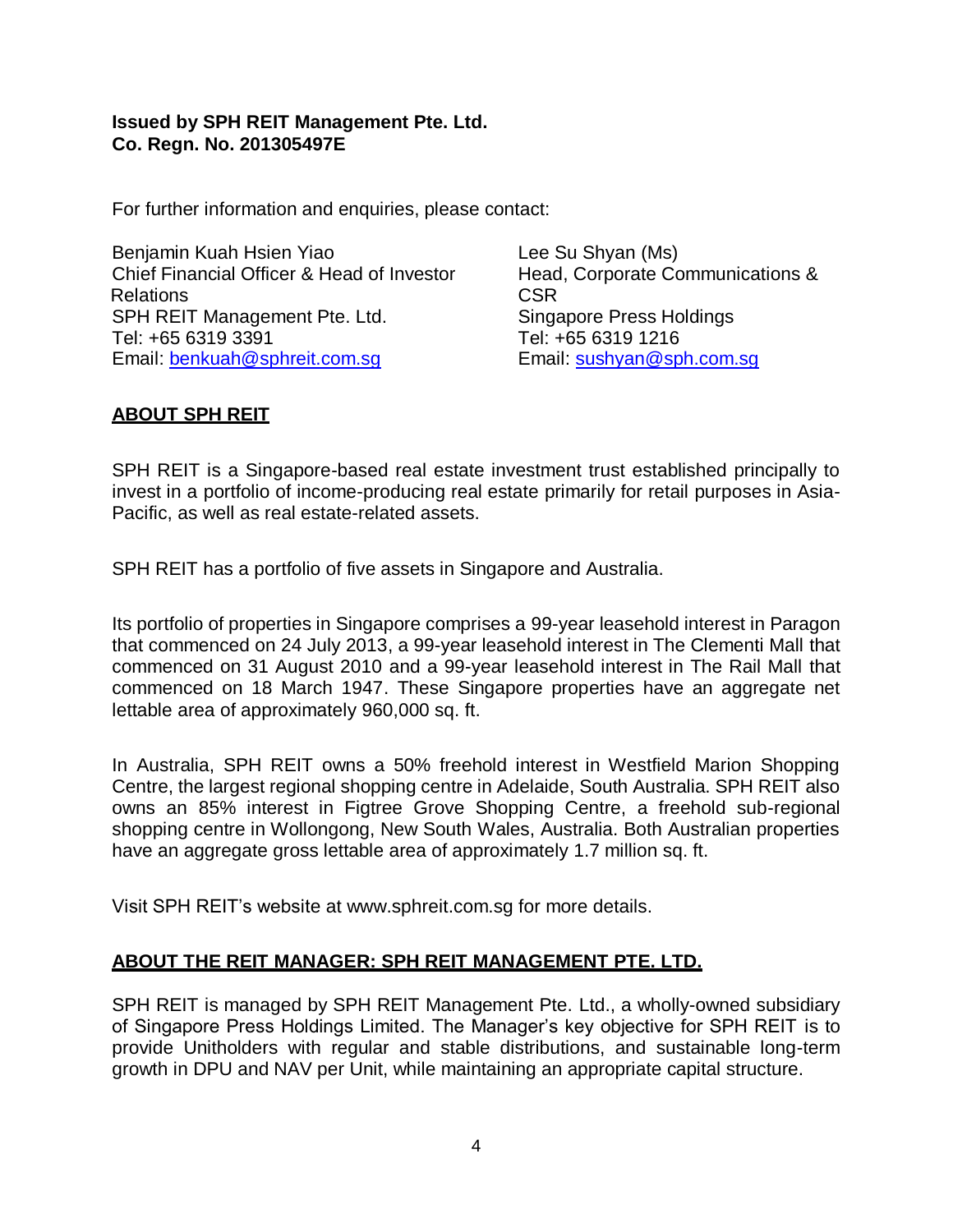**Issued by SPH REIT Management Pte. Ltd.**
**Co. Regn. No. 201305497E**

For further information and enquiries, please contact:

Benjamin Kuah Hsien Yiao
Chief Financial Officer & Head of Investor Relations
SPH REIT Management Pte. Ltd.
Tel: +65 6319 3391
Email: benkuah@sphreit.com.sg

Lee Su Shyan (Ms)
Head, Corporate Communications & CSR
Singapore Press Holdings
Tel: +65 6319 1216
Email: sushyan@sph.com.sg

## ABOUT SPH REIT

SPH REIT is a Singapore-based real estate investment trust established principally to invest in a portfolio of income-producing real estate primarily for retail purposes in Asia-Pacific, as well as real estate-related assets.

SPH REIT has a portfolio of five assets in Singapore and Australia.

Its portfolio of properties in Singapore comprises a 99-year leasehold interest in Paragon that commenced on 24 July 2013, a 99-year leasehold interest in The Clementi Mall that commenced on 31 August 2010 and a 99-year leasehold interest in The Rail Mall that commenced on 18 March 1947. These Singapore properties have an aggregate net lettable area of approximately 960,000 sq. ft.

In Australia, SPH REIT owns a 50% freehold interest in Westfield Marion Shopping Centre, the largest regional shopping centre in Adelaide, South Australia. SPH REIT also owns an 85% interest in Figtree Grove Shopping Centre, a freehold sub-regional shopping centre in Wollongong, New South Wales, Australia. Both Australian properties have an aggregate gross lettable area of approximately 1.7 million sq. ft.

Visit SPH REIT's website at www.sphreit.com.sg for more details.

## ABOUT THE REIT MANAGER: SPH REIT MANAGEMENT PTE. LTD.

SPH REIT is managed by SPH REIT Management Pte. Ltd., a wholly-owned subsidiary of Singapore Press Holdings Limited. The Manager's key objective for SPH REIT is to provide Unitholders with regular and stable distributions, and sustainable long-term growth in DPU and NAV per Unit, while maintaining an appropriate capital structure.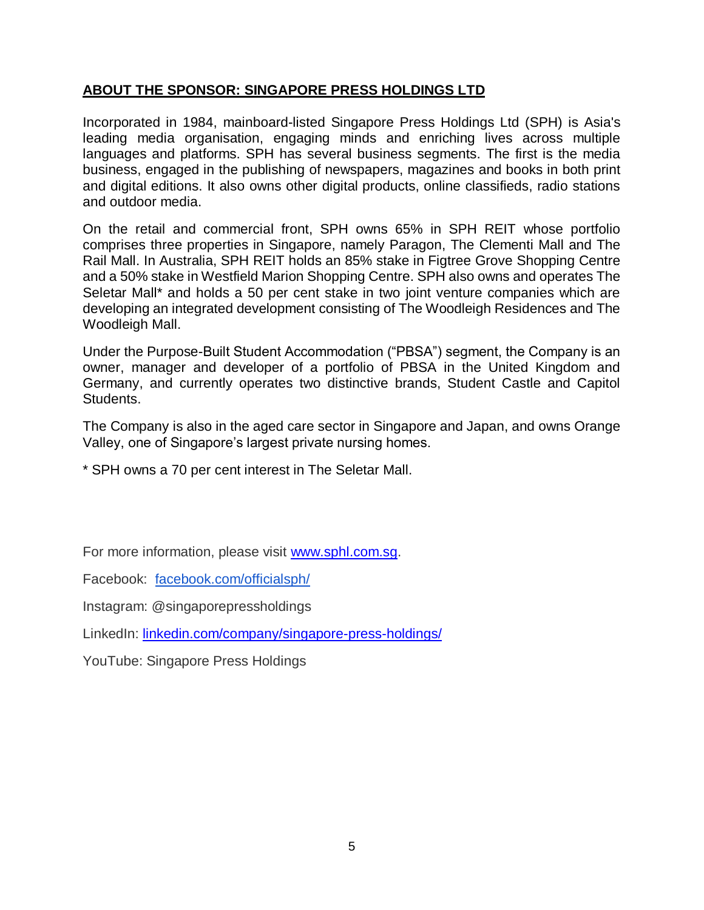## ABOUT THE SPONSOR: SINGAPORE PRESS HOLDINGS LTD

Incorporated in 1984, mainboard-listed Singapore Press Holdings Ltd (SPH) is Asia's leading media organisation, engaging minds and enriching lives across multiple languages and platforms. SPH has several business segments. The first is the media business, engaged in the publishing of newspapers, magazines and books in both print and digital editions. It also owns other digital products, online classifieds, radio stations and outdoor media.

On the retail and commercial front, SPH owns 65% in SPH REIT whose portfolio comprises three properties in Singapore, namely Paragon, The Clementi Mall and The Rail Mall. In Australia, SPH REIT holds an 85% stake in Figtree Grove Shopping Centre and a 50% stake in Westfield Marion Shopping Centre. SPH also owns and operates The Seletar Mall* and holds a 50 per cent stake in two joint venture companies which are developing an integrated development consisting of The Woodleigh Residences and The Woodleigh Mall.

Under the Purpose-Built Student Accommodation ("PBSA") segment, the Company is an owner, manager and developer of a portfolio of PBSA in the United Kingdom and Germany, and currently operates two distinctive brands, Student Castle and Capitol Students.

The Company is also in the aged care sector in Singapore and Japan, and owns Orange Valley, one of Singapore's largest private nursing homes.

* SPH owns a 70 per cent interest in The Seletar Mall.

For more information, please visit [www.sphl.com.sg](http://www.sphl.com.sg).

Facebook: [facebook.com/officialsph/](https://facebook.com/officialsph/)

Instagram: @singaporepressholdings

LinkedIn: [linkedin.com/company/singapore-press-holdings/](https://linkedin.com/company/singapore-press-holdings/)

YouTube: Singapore Press Holdings